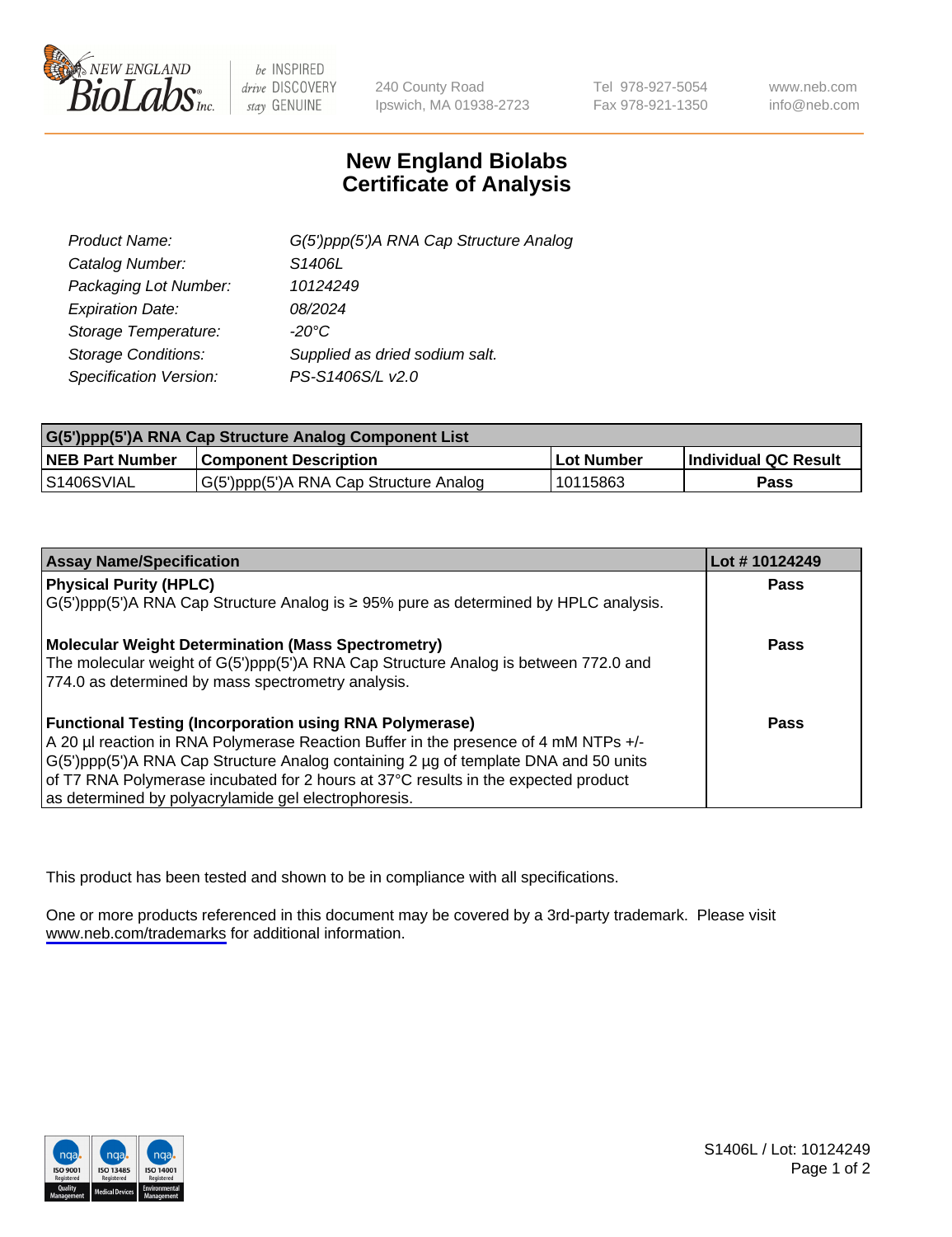New England BioLabs Inc.

be INSPIRED drive DISCOVERY stay GENUINE

240 County Road
Ipswich, MA 01938-2723

Tel 978-927-5054
Fax 978-921-1350

www.neb.com
info@neb.com

# New England Biolabs
# Certificate of Analysis

| | |
|---|---|
| *Product Name:* | *G(5')ppp(5')A RNA Cap Structure Analog* |
| *Catalog Number:* | *S1406L* |
| *Packaging Lot Number:* | *10124249* |
| *Expiration Date:* | *08/2024* |
| *Storage Temperature:* | *-20°C* |
| *Storage Conditions:* | *Supplied as dried sodium salt.* |
| *Specification Version:* | *PS-S1406S/L v2.0* |

| **G(5')ppp(5')A RNA Cap Structure Analog Component List** | | | |
|---|---|---|---|
| **NEB Part Number** | **Component Description** | **Lot Number** | **Individual QC Result** |
| S1406SVIAL | G(5')ppp(5')A RNA Cap Structure Analog | 10115863 | **Pass** |

| **Assay Name/Specification** | **Lot # 10124249** |
|---|---|
| **Physical Purity (HPLC)**<br>G(5')ppp(5')A RNA Cap Structure Analog is ≥ 95% pure as determined by HPLC analysis. | **Pass** |
| **Molecular Weight Determination (Mass Spectrometry)**<br>The molecular weight of G(5')ppp(5')A RNA Cap Structure Analog is between 772.0 and 774.0 as determined by mass spectrometry analysis. | **Pass** |
| **Functional Testing (Incorporation using RNA Polymerase)**<br>A 20 µl reaction in RNA Polymerase Reaction Buffer in the presence of 4 mM NTPs +/- G(5')ppp(5')A RNA Cap Structure Analog containing 2 µg of template DNA and 50 units of T7 RNA Polymerase incubated for 2 hours at 37°C results in the expected product as determined by polyacrylamide gel electrophoresis. | **Pass** |

This product has been tested and shown to be in compliance with all specifications.

One or more products referenced in this document may be covered by a 3rd-party trademark. Please visit www.neb.com/trademarks for additional information.

S1406L / Lot: 10124249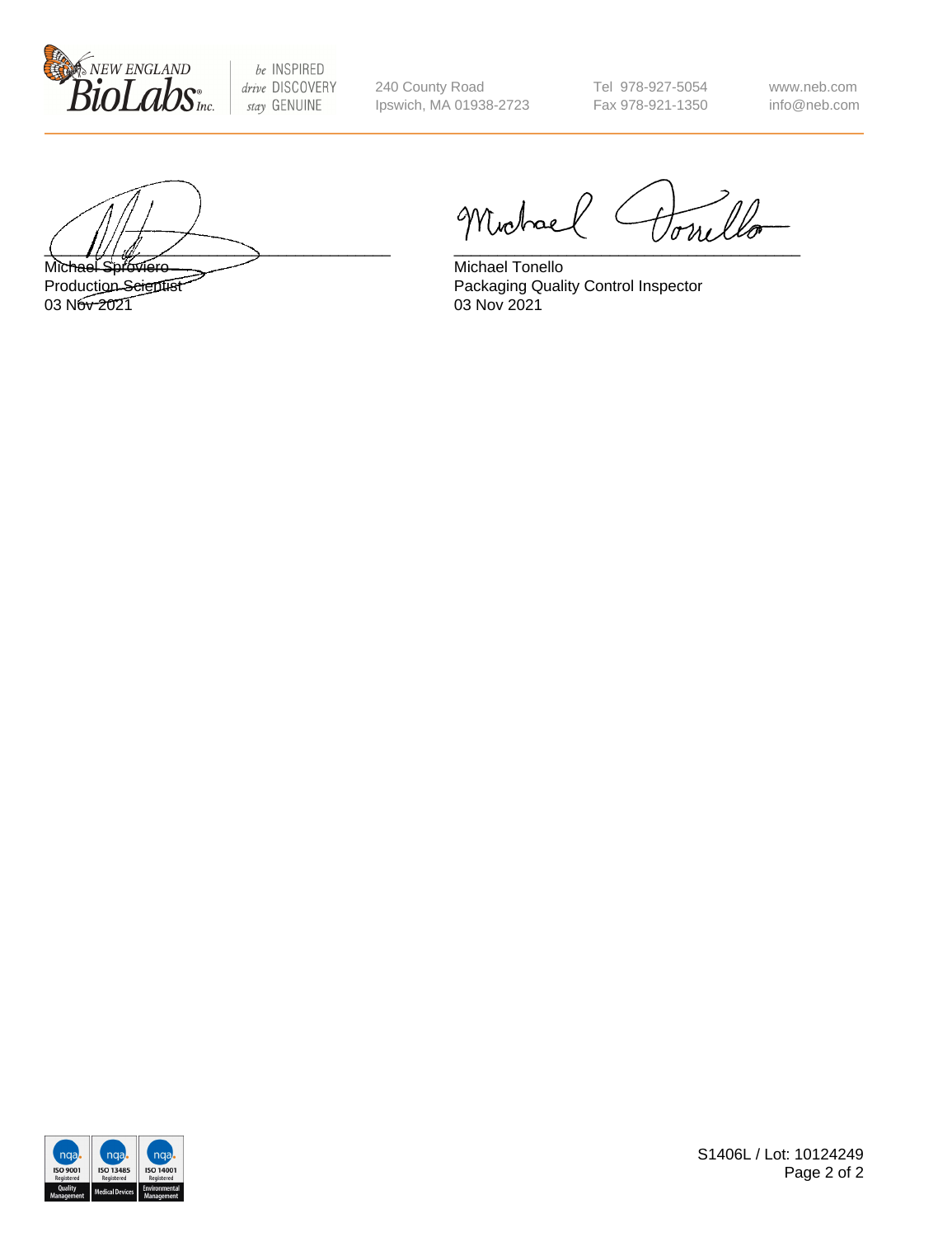Michael Sproviero
Production Scientist
03 Nov 2021

Michael Tonello
Packaging Quality Control Inspector
03 Nov 2021

S1406L / Lot: 10124249